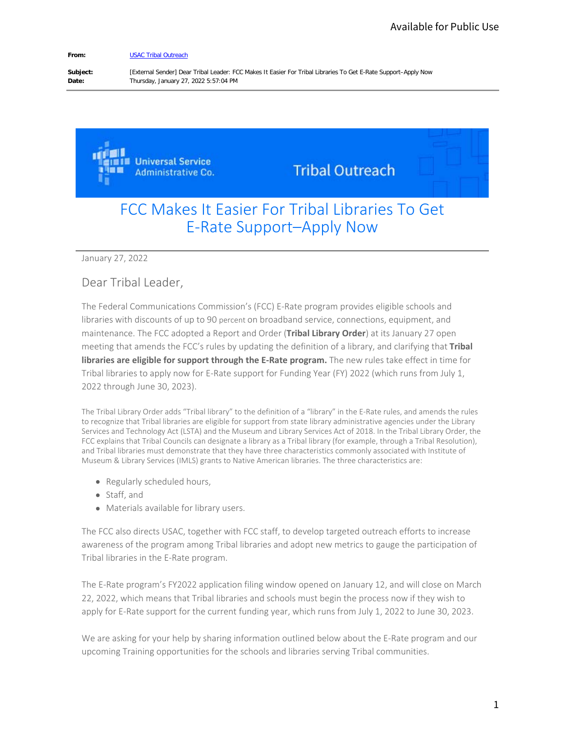Available for Public Use

**From:** USAC Tribal Outreach

**Subject:** [External Sender] Dear Tribal Leader: FCC Makes It Easier For Tribal Libraries To Get E-Rate Support–Apply Now

**Date:** Thursday, January 27, 2022 5:57:04 PM

Universal Service Administrative Co. Tribal Outreach

# FCC Makes It Easier For Tribal Libraries To Get E-Rate Support–Apply Now

January 27, 2022

Dear Tribal Leader,

The Federal Communications Commission's (FCC) E-Rate program provides eligible schools and libraries with discounts of up to 90 percent on broadband service, connections, equipment, and maintenance. The FCC adopted a Report and Order (**Tribal Library Order**) at its January 27 open meeting that amends the FCC's rules by updating the definition of a library, and clarifying that **Tribal libraries are eligible for support through the E-Rate program.** The new rules take effect in time for Tribal libraries to apply now for E-Rate support for Funding Year (FY) 2022 (which runs from July 1, 2022 through June 30, 2023).

The Tribal Library Order adds "Tribal library" to the definition of a "library" in the E-Rate rules, and amends the rules to recognize that Tribal libraries are eligible for support from state library administrative agencies under the Library Services and Technology Act (LSTA) and the Museum and Library Services Act of 2018. In the Tribal Library Order, the FCC explains that Tribal Councils can designate a library as a Tribal library (for example, through a Tribal Resolution), and Tribal libraries must demonstrate that they have three characteristics commonly associated with Institute of Museum & Library Services (IMLS) grants to Native American libraries. The three characteristics are:

- Regularly scheduled hours,
- Staff, and
- Materials available for library users.

The FCC also directs USAC, together with FCC staff, to develop targeted outreach efforts to increase awareness of the program among Tribal libraries and adopt new metrics to gauge the participation of Tribal libraries in the E-Rate program.

The E-Rate program's FY2022 application filing window opened on January 12, and will close on March 22, 2022, which means that Tribal libraries and schools must begin the process now if they wish to apply for E-Rate support for the current funding year, which runs from July 1, 2022 to June 30, 2023.

We are asking for your help by sharing information outlined below about the E-Rate program and our upcoming Training opportunities for the schools and libraries serving Tribal communities.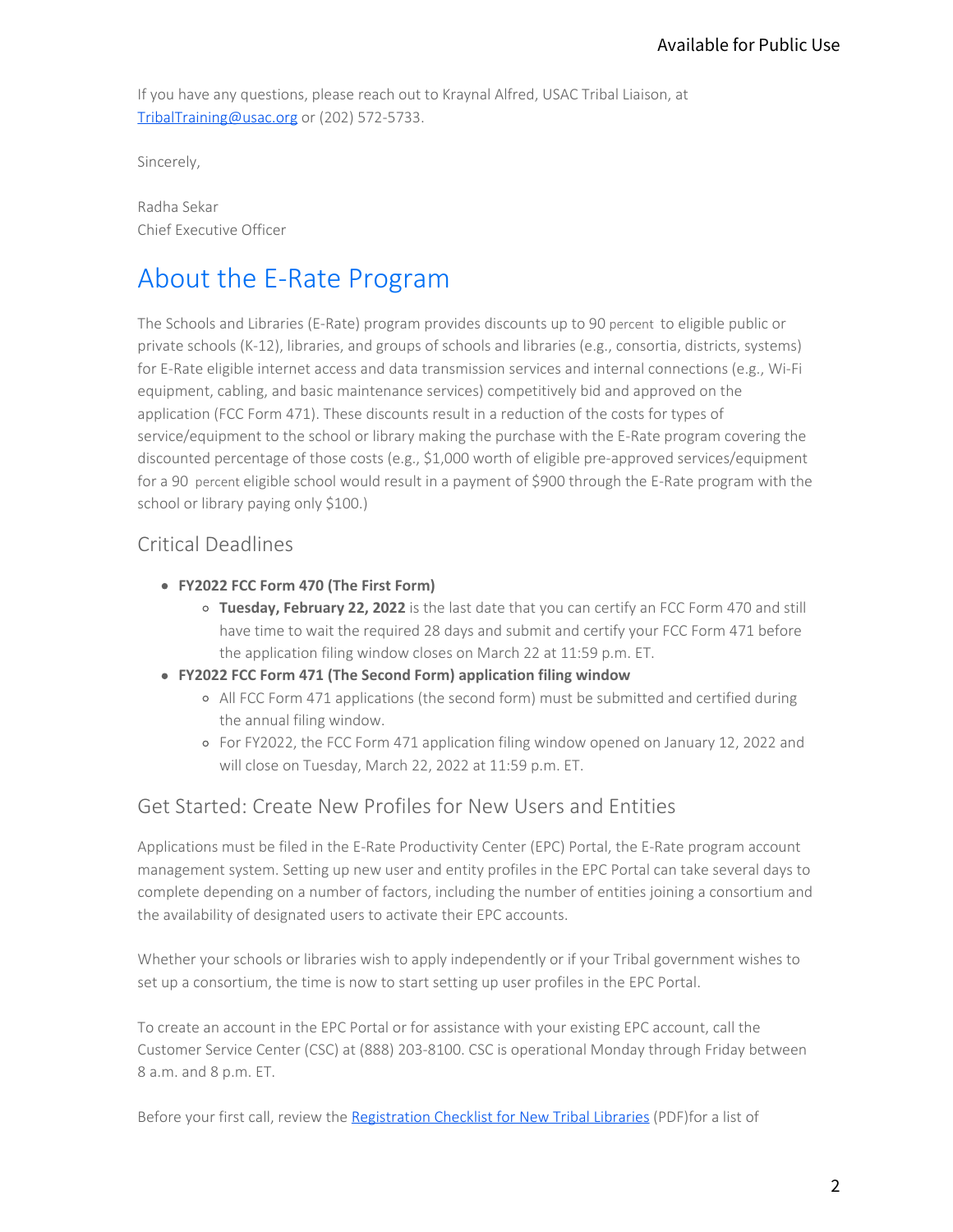If you have any questions, please reach out to Kraynal Alfred, USAC Tribal Liaison, at [TribalTraining@usac.org](mailto:TribalTraining@usac.org) or (202) 572-5733.

Sincerely,

Radha Sekar
Chief Executive Officer

# About the E-Rate Program

The Schools and Libraries (E-Rate) program provides discounts up to 90 percent to eligible public or private schools (K-12), libraries, and groups of schools and libraries (e.g., consortia, districts, systems) for E-Rate eligible internet access and data transmission services and internal connections (e.g., Wi-Fi equipment, cabling, and basic maintenance services) competitively bid and approved on the application (FCC Form 471). These discounts result in a reduction of the costs for types of service/equipment to the school or library making the purchase with the E-Rate program covering the discounted percentage of those costs (e.g., $1,000 worth of eligible pre-approved services/equipment for a 90 percent eligible school would result in a payment of $900 through the E-Rate program with the school or library paying only $100.)

## Critical Deadlines

- **FY2022 FCC Form 470 (The First Form)**
  - **Tuesday, February 22, 2022** is the last date that you can certify an FCC Form 470 and still have time to wait the required 28 days and submit and certify your FCC Form 471 before the application filing window closes on March 22 at 11:59 p.m. ET.
- **FY2022 FCC Form 471 (The Second Form) application filing window**
  - All FCC Form 471 applications (the second form) must be submitted and certified during the annual filing window.
  - For FY2022, the FCC Form 471 application filing window opened on January 12, 2022 and will close on Tuesday, March 22, 2022 at 11:59 p.m. ET.

## Get Started: Create New Profiles for New Users and Entities

Applications must be filed in the E-Rate Productivity Center (EPC) Portal, the E-Rate program account management system. Setting up new user and entity profiles in the EPC Portal can take several days to complete depending on a number of factors, including the number of entities joining a consortium and the availability of designated users to activate their EPC accounts.

Whether your schools or libraries wish to apply independently or if your Tribal government wishes to set up a consortium, the time is now to start setting up user profiles in the EPC Portal.

To create an account in the EPC Portal or for assistance with your existing EPC account, call the Customer Service Center (CSC) at (888) 203-8100. CSC is operational Monday through Friday between 8 a.m. and 8 p.m. ET.

Before your first call, review the [Registration Checklist for New Tribal Libraries](#) (PDF)for a list of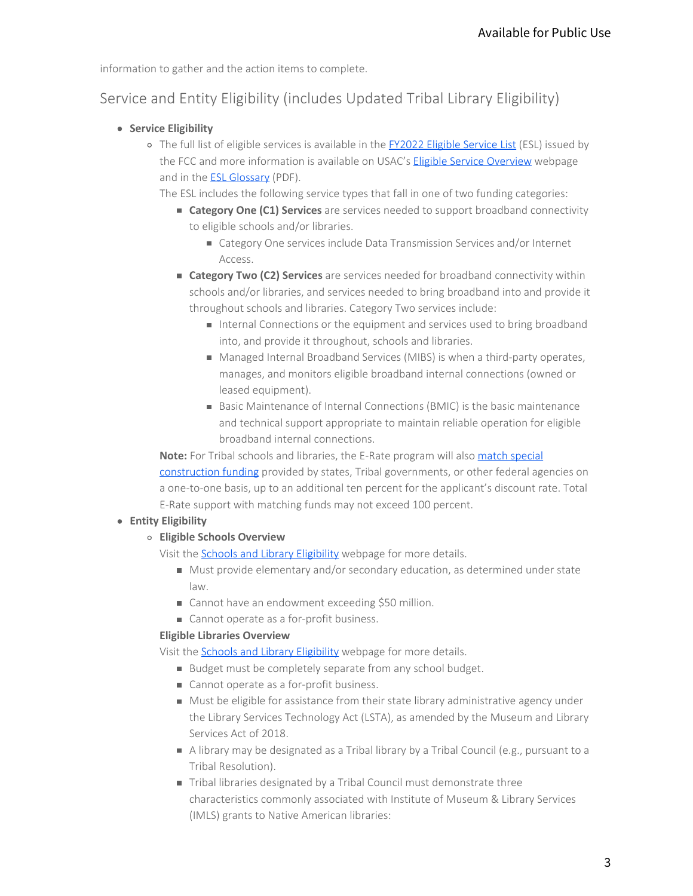information to gather and the action items to complete.

## Service and Entity Eligibility (includes Updated Tribal Library Eligibility)

- **Service Eligibility**
    - The full list of eligible services is available in the [FY2022 Eligible Service List](#) (ESL) issued by the FCC and more information is available on USAC's [Eligible Service Overview](#) webpage and in the [ESL Glossary](#) (PDF).

      The ESL includes the following service types that fall in one of two funding categories:
        - **Category One (C1) Services** are services needed to support broadband connectivity to eligible schools and/or libraries.
            - Category One services include Data Transmission Services and/or Internet Access.
        - **Category Two (C2) Services** are services needed for broadband connectivity within schools and/or libraries, and services needed to bring broadband into and provide it throughout schools and libraries. Category Two services include:
            - Internal Connections or the equipment and services used to bring broadband into, and provide it throughout, schools and libraries.
            - Managed Internal Broadband Services (MIBS) is when a third-party operates, manages, and monitors eligible broadband internal connections (owned or leased equipment).
            - Basic Maintenance of Internal Connections (BMIC) is the basic maintenance and technical support appropriate to maintain reliable operation for eligible broadband internal connections.

      **Note:** For Tribal schools and libraries, the E-Rate program will also [match special construction funding](#) provided by states, Tribal governments, or other federal agencies on a one-to-one basis, up to an additional ten percent for the applicant's discount rate. Total E-Rate support with matching funds may not exceed 100 percent.
- **Entity Eligibility**
    - **Eligible Schools Overview**

      Visit the [Schools and Library Eligibility](#) webpage for more details.
        - Must provide elementary and/or secondary education, as determined under state law.
        - Cannot have an endowment exceeding $50 million.
        - Cannot operate as a for-profit business.

      **Eligible Libraries Overview**

      Visit the [Schools and Library Eligibility](#) webpage for more details.
        - Budget must be completely separate from any school budget.
        - Cannot operate as a for-profit business.
        - Must be eligible for assistance from their state library administrative agency under the Library Services Technology Act (LSTA), as amended by the Museum and Library Services Act of 2018.
        - A library may be designated as a Tribal library by a Tribal Council (e.g., pursuant to a Tribal Resolution).
        - Tribal libraries designated by a Tribal Council must demonstrate three characteristics commonly associated with Institute of Museum & Library Services (IMLS) grants to Native American libraries: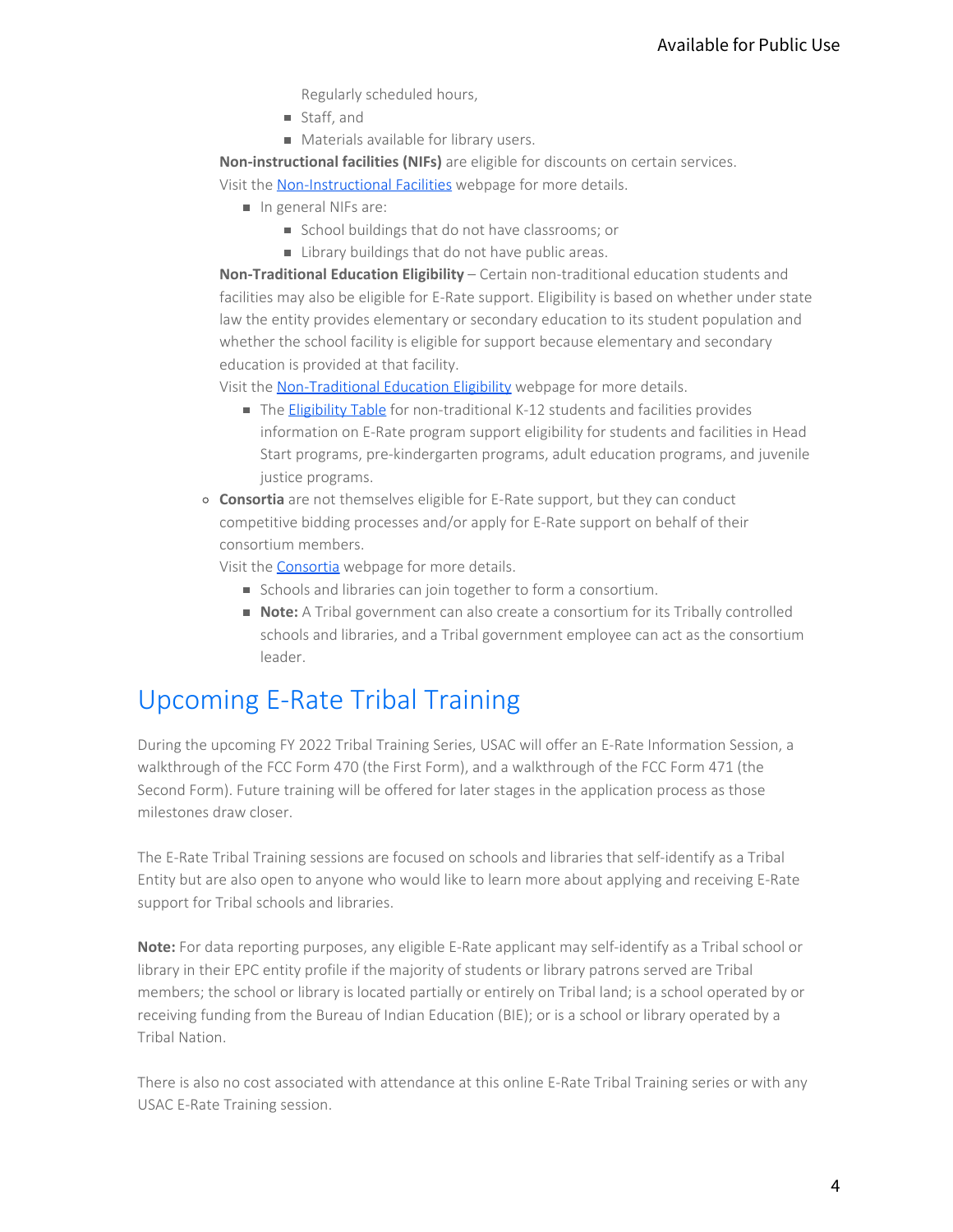- Regularly scheduled hours,
        - Staff, and
        - Materials available for library users.

    **Non-instructional facilities (NIFs)** are eligible for discounts on certain services. Visit the [Non-Instructional Facilities](#) webpage for more details.

    - In general NIFs are:
        - School buildings that do not have classrooms; or
        - Library buildings that do not have public areas.

    **Non-Traditional Education Eligibility** – Certain non-traditional education students and facilities may also be eligible for E-Rate support. Eligibility is based on whether under state law the entity provides elementary or secondary education to its student population and whether the school facility is eligible for support because elementary and secondary education is provided at that facility.
    Visit the [Non-Traditional Education Eligibility](#) webpage for more details.

    - The [Eligibility Table](#) for non-traditional K-12 students and facilities provides information on E-Rate program support eligibility for students and facilities in Head Start programs, pre-kindergarten programs, adult education programs, and juvenile justice programs.

- **Consortia** are not themselves eligible for E-Rate support, but they can conduct competitive bidding processes and/or apply for E-Rate support on behalf of their consortium members.
  Visit the [Consortia](#) webpage for more details.
    - Schools and libraries can join together to form a consortium.
    - **Note:** A Tribal government can also create a consortium for its Tribally controlled schools and libraries, and a Tribal government employee can act as the consortium leader.

## Upcoming E-Rate Tribal Training

During the upcoming FY 2022 Tribal Training Series, USAC will offer an E-Rate Information Session, a walkthrough of the FCC Form 470 (the First Form), and a walkthrough of the FCC Form 471 (the Second Form). Future training will be offered for later stages in the application process as those milestones draw closer.

The E-Rate Tribal Training sessions are focused on schools and libraries that self-identify as a Tribal Entity but are also open to anyone who would like to learn more about applying and receiving E-Rate support for Tribal schools and libraries.

**Note:** For data reporting purposes, any eligible E-Rate applicant may self-identify as a Tribal school or library in their EPC entity profile if the majority of students or library patrons served are Tribal members; the school or library is located partially or entirely on Tribal land; is a school operated by or receiving funding from the Bureau of Indian Education (BIE); or is a school or library operated by a Tribal Nation.

There is also no cost associated with attendance at this online E-Rate Tribal Training series or with any USAC E-Rate Training session.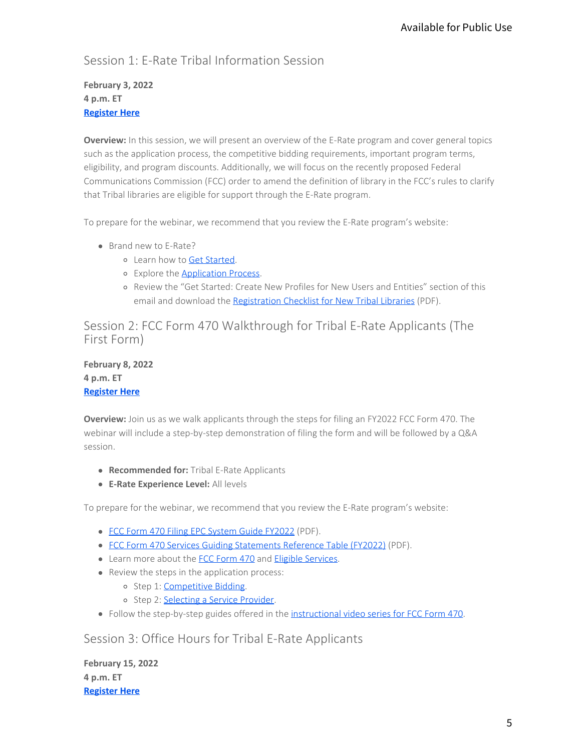## Session 1: E-Rate Tribal Information Session

**February 3, 2022**
**4 p.m. ET**
**Register Here**

**Overview:** In this session, we will present an overview of the E-Rate program and cover general topics such as the application process, the competitive bidding requirements, important program terms, eligibility, and program discounts. Additionally, we will focus on the recently proposed Federal Communications Commission (FCC) order to amend the definition of library in the FCC's rules to clarify that Tribal libraries are eligible for support through the E-Rate program.

To prepare for the webinar, we recommend that you review the E-Rate program's website:

- Brand new to E-Rate?
  - Learn how to Get Started.
  - Explore the Application Process.
  - Review the "Get Started: Create New Profiles for New Users and Entities" section of this email and download the Registration Checklist for New Tribal Libraries (PDF).

## Session 2: FCC Form 470 Walkthrough for Tribal E-Rate Applicants (The First Form)

**February 8, 2022**
**4 p.m. ET**
**Register Here**

**Overview:** Join us as we walk applicants through the steps for filing an FY2022 FCC Form 470. The webinar will include a step-by-step demonstration of filing the form and will be followed by a Q&A session.

- **Recommended for:** Tribal E-Rate Applicants
- **E-Rate Experience Level:** All levels

To prepare for the webinar, we recommend that you review the E-Rate program's website:

- FCC Form 470 Filing EPC System Guide FY2022 (PDF).
- FCC Form 470 Services Guiding Statements Reference Table (FY2022) (PDF).
- Learn more about the FCC Form 470 and Eligible Services.
- Review the steps in the application process:
  - Step 1: Competitive Bidding.
  - Step 2: Selecting a Service Provider.
- Follow the step-by-step guides offered in the instructional video series for FCC Form 470.

## Session 3: Office Hours for Tribal E-Rate Applicants

**February 15, 2022**
**4 p.m. ET**
**Register Here**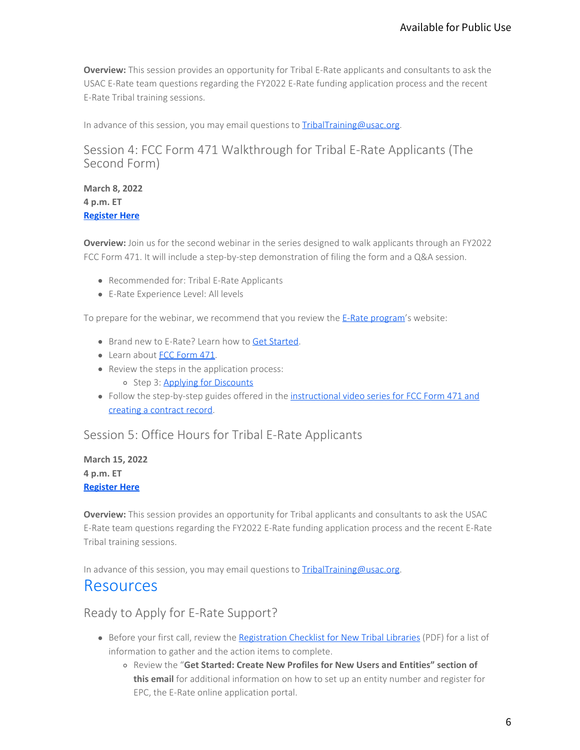**Overview:** This session provides an opportunity for Tribal E-Rate applicants and consultants to ask the USAC E-Rate team questions regarding the FY2022 E-Rate funding application process and the recent E-Rate Tribal training sessions.

In advance of this session, you may email questions to TribalTraining@usac.org.

### Session 4: FCC Form 471 Walkthrough for Tribal E-Rate Applicants (The Second Form)

**March 8, 2022**
**4 p.m. ET**
**Register Here**

**Overview:** Join us for the second webinar in the series designed to walk applicants through an FY2022 FCC Form 471. It will include a step-by-step demonstration of filing the form and a Q&A session.

- Recommended for: Tribal E-Rate Applicants
- E-Rate Experience Level: All levels

To prepare for the webinar, we recommend that you review the E-Rate program's website:

- Brand new to E-Rate? Learn how to Get Started.
- Learn about FCC Form 471.
- Review the steps in the application process:
    - Step 3: Applying for Discounts
- Follow the step-by-step guides offered in the instructional video series for FCC Form 471 and creating a contract record.

### Session 5: Office Hours for Tribal E-Rate Applicants

**March 15, 2022**
**4 p.m. ET**
**Register Here**

**Overview:** This session provides an opportunity for Tribal applicants and consultants to ask the USAC E-Rate team questions regarding the FY2022 E-Rate funding application process and the recent E-Rate Tribal training sessions.

In advance of this session, you may email questions to TribalTraining@usac.org.

## Resources

### Ready to Apply for E-Rate Support?

- Before your first call, review the Registration Checklist for New Tribal Libraries (PDF) for a list of information to gather and the action items to complete.
    - Review the "**Get Started: Create New Profiles for New Users and Entities" section of this email** for additional information on how to set up an entity number and register for EPC, the E-Rate online application portal.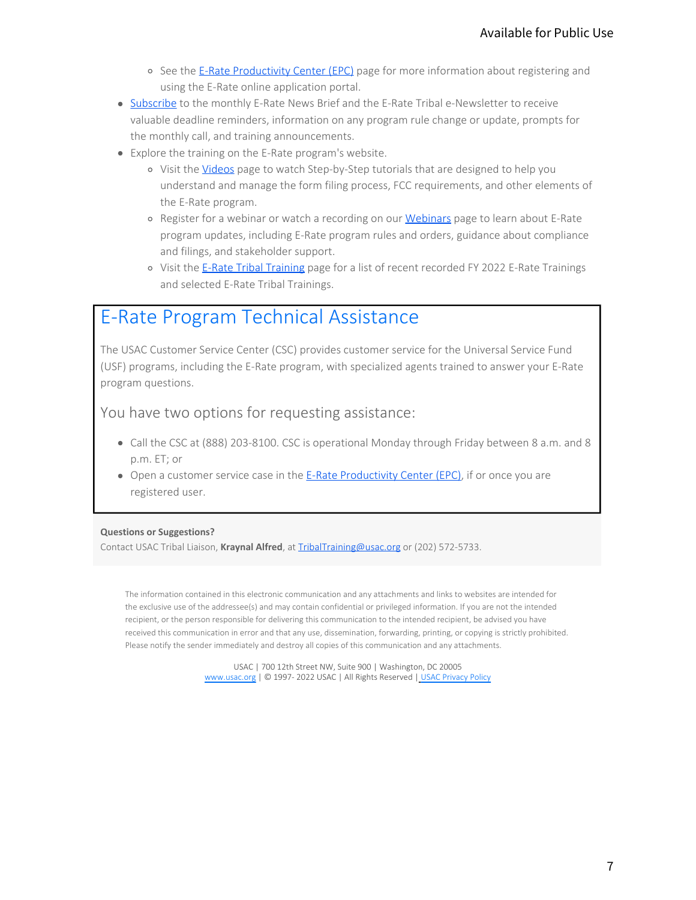- See the [E-Rate Productivity Center (EPC)]() page for more information about registering and using the E-Rate online application portal.
- [Subscribe]() to the monthly E-Rate News Brief and the E-Rate Tribal e-Newsletter to receive valuable deadline reminders, information on any program rule change or update, prompts for the monthly call, and training announcements.
- Explore the training on the E-Rate program's website.
    - Visit the [Videos]() page to watch Step-by-Step tutorials that are designed to help you understand and manage the form filing process, FCC requirements, and other elements of the E-Rate program.
    - Register for a webinar or watch a recording on our [Webinars]() page to learn about E-Rate program updates, including E-Rate program rules and orders, guidance about compliance and filings, and stakeholder support.
    - Visit the [E-Rate Tribal Training]() page for a list of recent recorded FY 2022 E-Rate Trainings and selected E-Rate Tribal Trainings.

# E-Rate Program Technical Assistance

The USAC Customer Service Center (CSC) provides customer service for the Universal Service Fund (USF) programs, including the E-Rate program, with specialized agents trained to answer your E-Rate program questions.

## You have two options for requesting assistance:

- Call the CSC at (888) 203-8100. CSC is operational Monday through Friday between 8 a.m. and 8 p.m. ET; or
- Open a customer service case in the [E-Rate Productivity Center (EPC)](), if or once you are registered user.

**Questions or Suggestions?**
Contact USAC Tribal Liaison, **Kraynal Alfred**, at [TribalTraining@usac.org]() or (202) 572-5733.

The information contained in this electronic communication and any attachments and links to websites are intended for the exclusive use of the addressee(s) and may contain confidential or privileged information. If you are not the intended recipient, or the person responsible for delivering this communication to the intended recipient, be advised you have received this communication in error and that any use, dissemination, forwarding, printing, or copying is strictly prohibited. Please notify the sender immediately and destroy all copies of this communication and any attachments.

USAC | 700 12th Street NW, Suite 900 | Washington, DC 20005
[www.usac.org]() | © 1997- 2022 USAC | All Rights Reserved | [USAC Privacy Policy]()